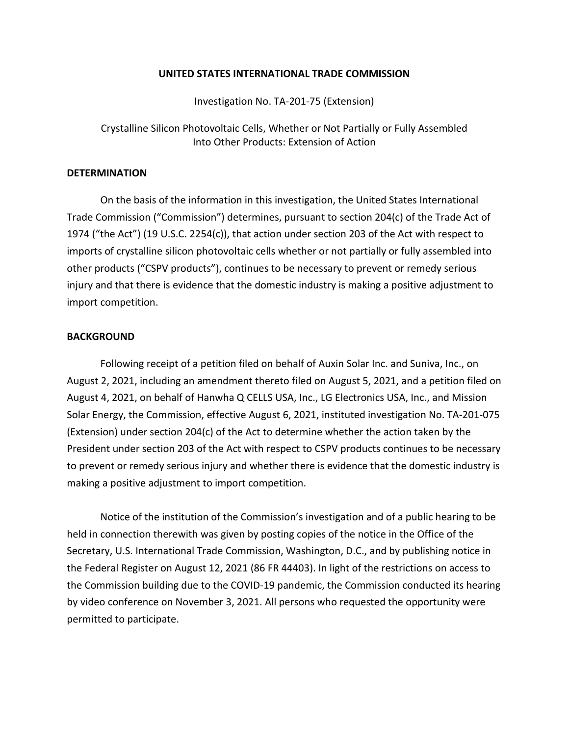**UNITED STATES INTERNATIONAL TRADE COMMISSION**

Investigation No. TA-201-75 (Extension)

Crystalline Silicon Photovoltaic Cells, Whether or Not Partially or Fully Assembled Into Other Products: Extension of Action

## DETERMINATION

On the basis of the information in this investigation, the United States International Trade Commission ("Commission") determines, pursuant to section 204(c) of the Trade Act of 1974 ("the Act") (19 U.S.C. 2254(c)), that action under section 203 of the Act with respect to imports of crystalline silicon photovoltaic cells whether or not partially or fully assembled into other products ("CSPV products"), continues to be necessary to prevent or remedy serious injury and that there is evidence that the domestic industry is making a positive adjustment to import competition.

## BACKGROUND

Following receipt of a petition filed on behalf of Auxin Solar Inc. and Suniva, Inc., on August 2, 2021, including an amendment thereto filed on August 5, 2021, and a petition filed on August 4, 2021, on behalf of Hanwha Q CELLS USA, Inc., LG Electronics USA, Inc., and Mission Solar Energy, the Commission, effective August 6, 2021, instituted investigation No. TA-201-075 (Extension) under section 204(c) of the Act to determine whether the action taken by the President under section 203 of the Act with respect to CSPV products continues to be necessary to prevent or remedy serious injury and whether there is evidence that the domestic industry is making a positive adjustment to import competition.

Notice of the institution of the Commission's investigation and of a public hearing to be held in connection therewith was given by posting copies of the notice in the Office of the Secretary, U.S. International Trade Commission, Washington, D.C., and by publishing notice in the Federal Register on August 12, 2021 (86 FR 44403). In light of the restrictions on access to the Commission building due to the COVID-19 pandemic, the Commission conducted its hearing by video conference on November 3, 2021. All persons who requested the opportunity were permitted to participate.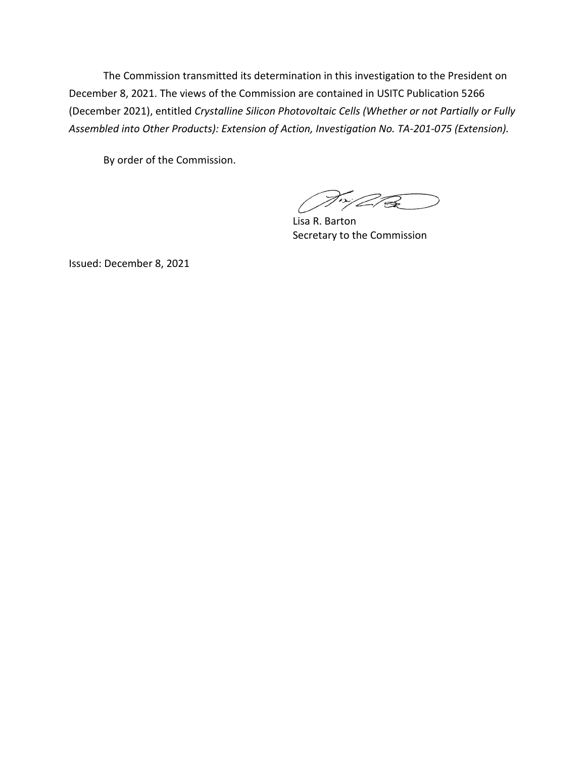The Commission transmitted its determination in this investigation to the President on December 8, 2021. The views of the Commission are contained in USITC Publication 5266 (December 2021), entitled *Crystalline Silicon Photovoltaic Cells (Whether or not Partially or Fully Assembled into Other Products): Extension of Action, Investigation No. TA-201-075 (Extension).*

By order of the Commission.

Lisa R. Barton
Secretary to the Commission

Issued: December 8, 2021